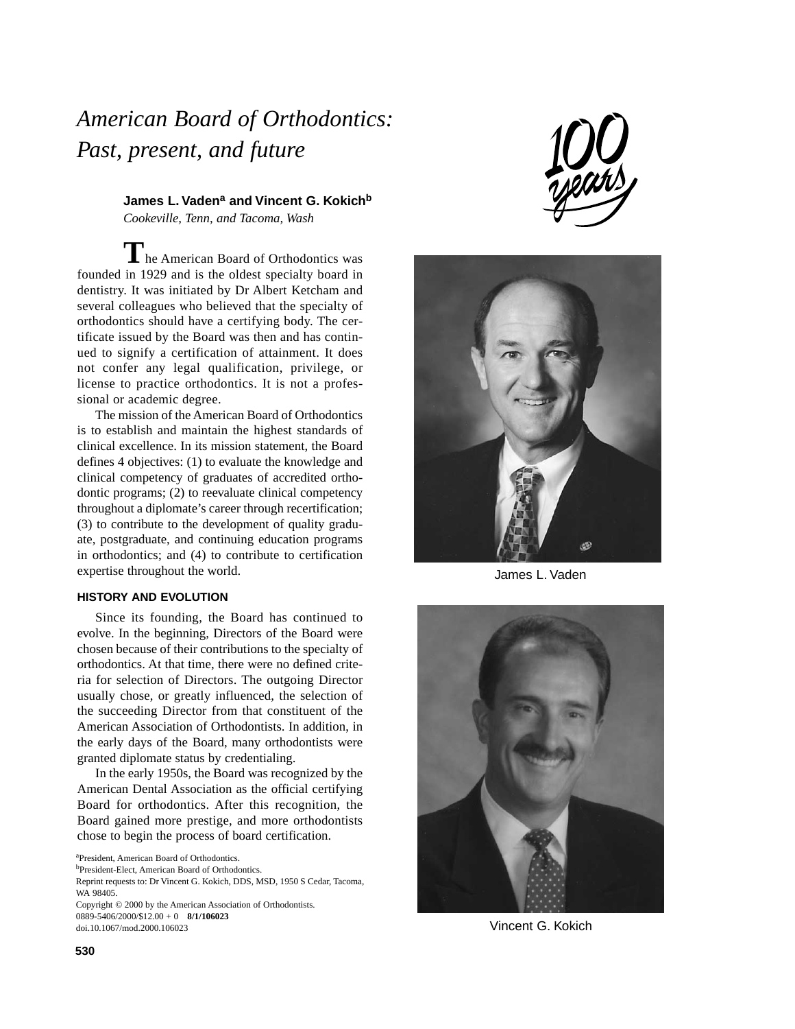# American Board of Orthodontics: Past, present, and future

**James L. Vaden[a] and Vincent G. Kokich[b]**
*Cookeville, Tenn, and Tacoma, Wash*

The American Board of Orthodontics was founded in 1929 and is the oldest specialty board in dentistry. It was initiated by Dr Albert Ketcham and several colleagues who believed that the specialty of orthodontics should have a certifying body. The certificate issued by the Board was then and has continued to signify a certification of attainment. It does not confer any legal qualification, privilege, or license to practice orthodontics. It is not a professional or academic degree.

The mission of the American Board of Orthodontics is to establish and maintain the highest standards of clinical excellence. In its mission statement, the Board defines 4 objectives: (1) to evaluate the knowledge and clinical competency of graduates of accredited orthodontic programs; (2) to reevaluate clinical competency throughout a diplomate's career through recertification; (3) to contribute to the development of quality graduate, postgraduate, and continuing education programs in orthodontics; and (4) to contribute to certification expertise throughout the world.

James L. Vaden

Vincent G. Kokich

## HISTORY AND EVOLUTION

Since its founding, the Board has continued to evolve. In the beginning, Directors of the Board were chosen because of their contributions to the specialty of orthodontics. At that time, there were no defined criteria for selection of Directors. The outgoing Director usually chose, or greatly influenced, the selection of the succeeding Director from that constituent of the American Association of Orthodontists. In addition, in the early days of the Board, many orthodontists were granted diplomate status by credentialing.

In the early 1950s, the Board was recognized by the American Dental Association as the official certifying Board for orthodontics. After this recognition, the Board gained more prestige, and more orthodontists chose to begin the process of board certification.

[a]President, American Board of Orthodontics.
[b]President-Elect, American Board of Orthodontics.
Reprint requests to: Dr Vincent G. Kokich, DDS, MSD, 1950 S Cedar, Tacoma, WA 98405.
Copyright © 2000 by the American Association of Orthodontists.
0889-5406/2000/$12.00 + 0 **8/1/106023**
doi.10.1067/mod.2000.106023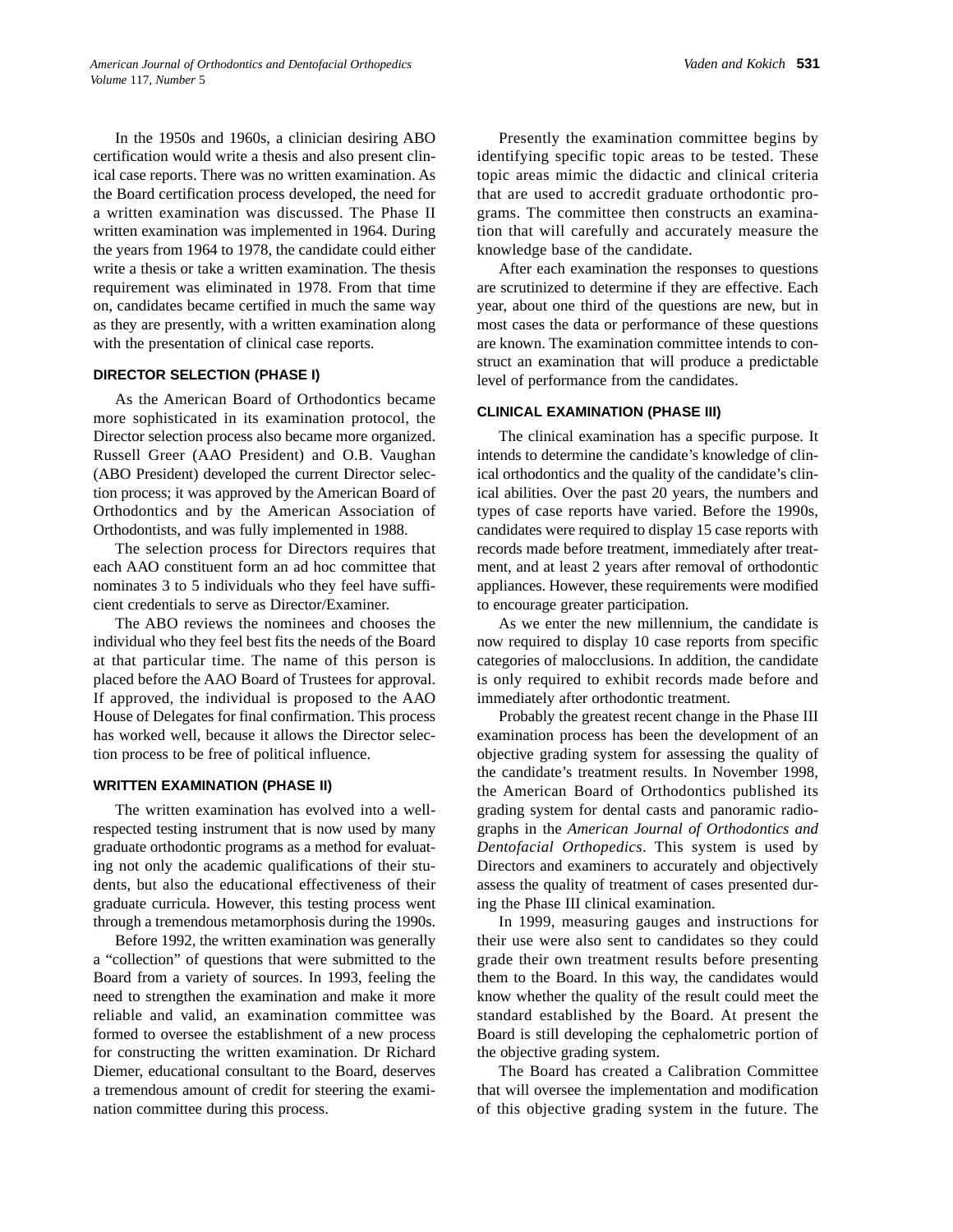In the 1950s and 1960s, a clinician desiring ABO certification would write a thesis and also present clinical case reports. There was no written examination. As the Board certification process developed, the need for a written examination was discussed. The Phase II written examination was implemented in 1964. During the years from 1964 to 1978, the candidate could either write a thesis or take a written examination. The thesis requirement was eliminated in 1978. From that time on, candidates became certified in much the same way as they are presently, with a written examination along with the presentation of clinical case reports.

## DIRECTOR SELECTION (PHASE I)

As the American Board of Orthodontics became more sophisticated in its examination protocol, the Director selection process also became more organized. Russell Greer (AAO President) and O.B. Vaughan (ABO President) developed the current Director selection process; it was approved by the American Board of Orthodontics and by the American Association of Orthodontists, and was fully implemented in 1988.

The selection process for Directors requires that each AAO constituent form an ad hoc committee that nominates 3 to 5 individuals who they feel have sufficient credentials to serve as Director/Examiner.

The ABO reviews the nominees and chooses the individual who they feel best fits the needs of the Board at that particular time. The name of this person is placed before the AAO Board of Trustees for approval. If approved, the individual is proposed to the AAO House of Delegates for final confirmation. This process has worked well, because it allows the Director selection process to be free of political influence.

## WRITTEN EXAMINATION (PHASE II)

The written examination has evolved into a well-respected testing instrument that is now used by many graduate orthodontic programs as a method for evaluating not only the academic qualifications of their students, but also the educational effectiveness of their graduate curricula. However, this testing process went through a tremendous metamorphosis during the 1990s.

Before 1992, the written examination was generally a "collection" of questions that were submitted to the Board from a variety of sources. In 1993, feeling the need to strengthen the examination and make it more reliable and valid, an examination committee was formed to oversee the establishment of a new process for constructing the written examination. Dr Richard Diemer, educational consultant to the Board, deserves a tremendous amount of credit for steering the examination committee during this process.

Presently the examination committee begins by identifying specific topic areas to be tested. These topic areas mimic the didactic and clinical criteria that are used to accredit graduate orthodontic programs. The committee then constructs an examination that will carefully and accurately measure the knowledge base of the candidate.

After each examination the responses to questions are scrutinized to determine if they are effective. Each year, about one third of the questions are new, but in most cases the data or performance of these questions are known. The examination committee intends to construct an examination that will produce a predictable level of performance from the candidates.

## CLINICAL EXAMINATION (PHASE III)

The clinical examination has a specific purpose. It intends to determine the candidate's knowledge of clinical orthodontics and the quality of the candidate's clinical abilities. Over the past 20 years, the numbers and types of case reports have varied. Before the 1990s, candidates were required to display 15 case reports with records made before treatment, immediately after treatment, and at least 2 years after removal of orthodontic appliances. However, these requirements were modified to encourage greater participation.

As we enter the new millennium, the candidate is now required to display 10 case reports from specific categories of malocclusions. In addition, the candidate is only required to exhibit records made before and immediately after orthodontic treatment.

Probably the greatest recent change in the Phase III examination process has been the development of an objective grading system for assessing the quality of the candidate's treatment results. In November 1998, the American Board of Orthodontics published its grading system for dental casts and panoramic radiographs in the *American Journal of Orthodontics and Dentofacial Orthopedics*. This system is used by Directors and examiners to accurately and objectively assess the quality of treatment of cases presented during the Phase III clinical examination.

In 1999, measuring gauges and instructions for their use were also sent to candidates so they could grade their own treatment results before presenting them to the Board. In this way, the candidates would know whether the quality of the result could meet the standard established by the Board. At present the Board is still developing the cephalometric portion of the objective grading system.

The Board has created a Calibration Committee that will oversee the implementation and modification of this objective grading system in the future. The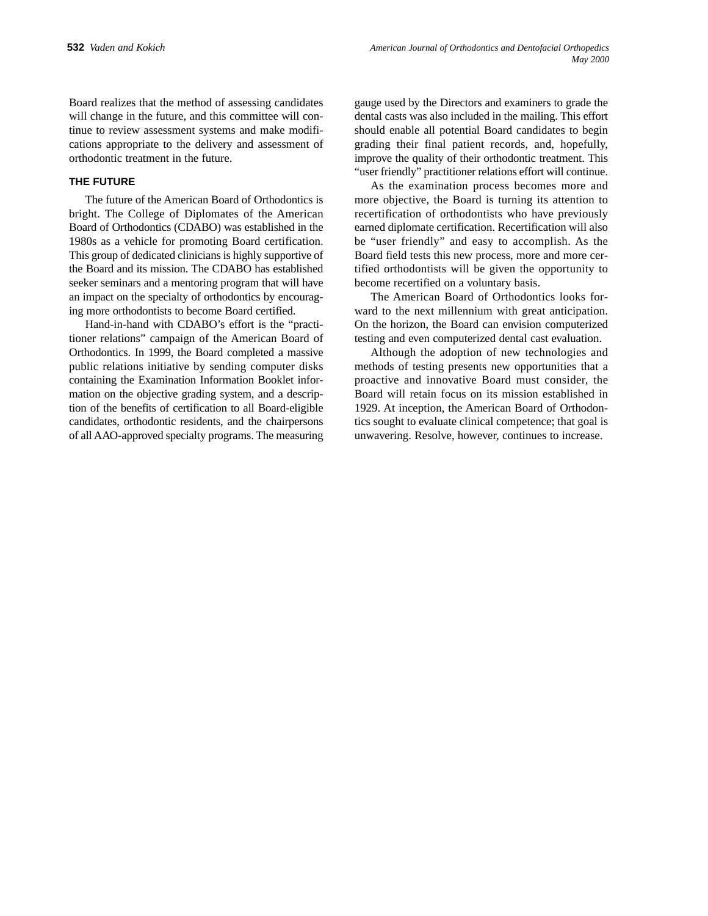Board realizes that the method of assessing candidates will change in the future, and this committee will continue to review assessment systems and make modifications appropriate to the delivery and assessment of orthodontic treatment in the future.

## THE FUTURE

The future of the American Board of Orthodontics is bright. The College of Diplomates of the American Board of Orthodontics (CDABO) was established in the 1980s as a vehicle for promoting Board certification. This group of dedicated clinicians is highly supportive of the Board and its mission. The CDABO has established seeker seminars and a mentoring program that will have an impact on the specialty of orthodontics by encouraging more orthodontists to become Board certified.

Hand-in-hand with CDABO's effort is the "practitioner relations" campaign of the American Board of Orthodontics. In 1999, the Board completed a massive public relations initiative by sending computer disks containing the Examination Information Booklet information on the objective grading system, and a description of the benefits of certification to all Board-eligible candidates, orthodontic residents, and the chairpersons of all AAO-approved specialty programs. The measuring gauge used by the Directors and examiners to grade the dental casts was also included in the mailing. This effort should enable all potential Board candidates to begin grading their final patient records, and, hopefully, improve the quality of their orthodontic treatment. This "user friendly" practitioner relations effort will continue.

As the examination process becomes more and more objective, the Board is turning its attention to recertification of orthodontists who have previously earned diplomate certification. Recertification will also be "user friendly" and easy to accomplish. As the Board field tests this new process, more and more certified orthodontists will be given the opportunity to become recertified on a voluntary basis.

The American Board of Orthodontics looks forward to the next millennium with great anticipation. On the horizon, the Board can envision computerized testing and even computerized dental cast evaluation.

Although the adoption of new technologies and methods of testing presents new opportunities that a proactive and innovative Board must consider, the Board will retain focus on its mission established in 1929. At inception, the American Board of Orthodontics sought to evaluate clinical competence; that goal is unwavering. Resolve, however, continues to increase.